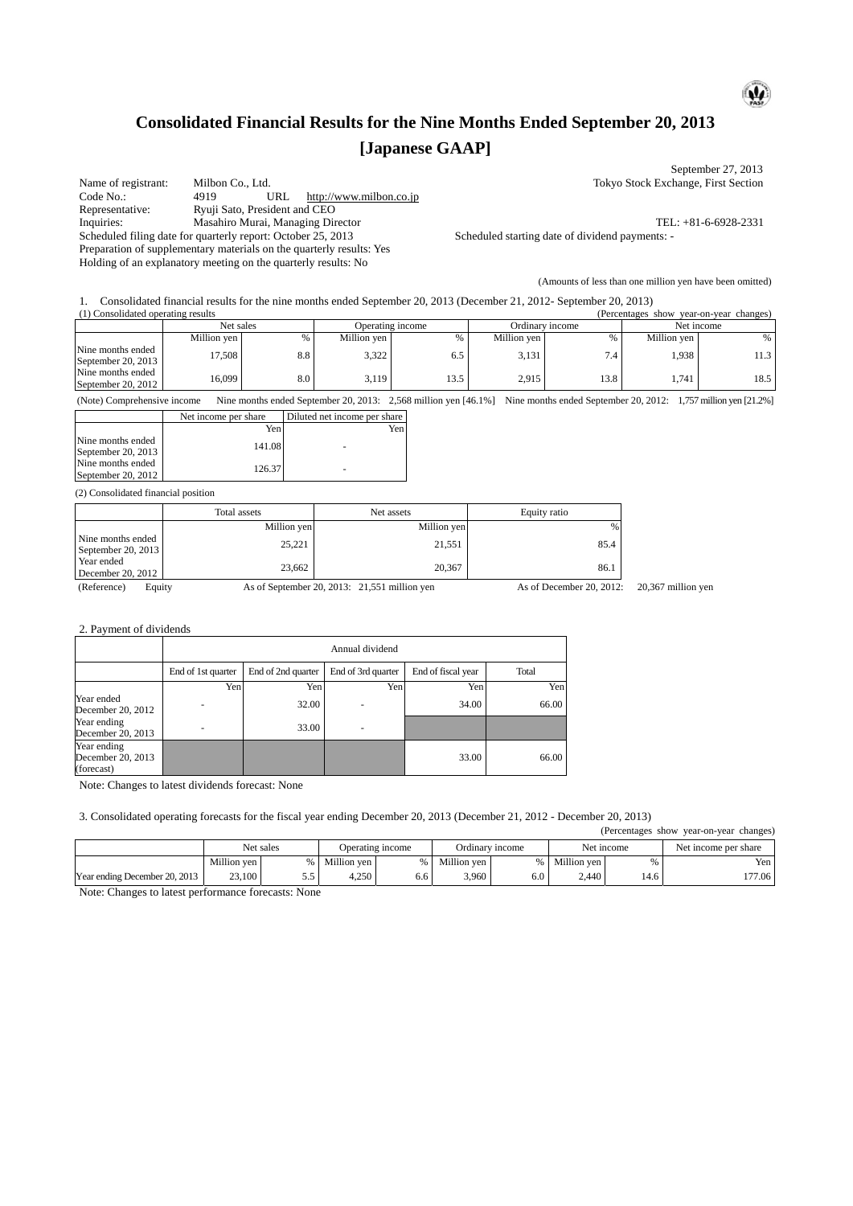# Consolidated Financial Results for the Nine Months Ended September 20, 2013

# [Japanese GAAP]

September 27, 2013

Name of registrant: Milbon Co., Ltd. — Tokyo Stock Exchange, First Section

Code No.: 4919 URL http://www.milbon.co.jp

Representative: Ryuji Sato, President and CEO

Inquiries: Masahiro Murai, Managing Director — TEL: +81-6-6928-2331

Scheduled filing date for quarterly report: October 25, 2013 — Scheduled starting date of dividend payments: -

Preparation of supplementary materials on the quarterly results: Yes

Holding of an explanatory meeting on the quarterly results: No

(Amounts of less than one million yen have been omitted)

1. Consolidated financial results for the nine months ended September 20, 2013 (December 21, 2012- September 20, 2013)

(1) Consolidated operating results (Percentages show year-on-year changes)

| | Net sales | | Operating income | | Ordinary income | | Net income | |
|---|---|---|---|---|---|---|---|---|
| | Million yen | % | Million yen | % | Million yen | % | Million yen | % |
| Nine months ended September 20, 2013 | 17,508 | 8.8 | 3,322 | 6.5 | 3,131 | 7.4 | 1,938 | 11.3 |
| Nine months ended September 20, 2012 | 16,099 | 8.0 | 3,119 | 13.5 | 2,915 | 13.8 | 1,741 | 18.5 |

(Note) Comprehensive income Nine months ended September 20, 2013: 2,568 million yen [46.1%] Nine months ended September 20, 2012: 1,757 million yen [21.2%]

| | Net income per share | Diluted net income per share |
|---|---|---|
| | Yen | Yen |
| Nine months ended September 20, 2013 | 141.08 | - |
| Nine months ended September 20, 2012 | 126.37 | - |

(2) Consolidated financial position

| | Total assets | Net assets | Equity ratio |
|---|---|---|---|
| | Million yen | Million yen | % |
| Nine months ended September 20, 2013 | 25,221 | 21,551 | 85.4 |
| Year ended December 20, 2012 | 23,662 | 20,367 | 86.1 |

(Reference) Equity As of September 20, 2013: 21,551 million yen As of December 20, 2012: 20,367 million yen

2. Payment of dividends

| | Annual dividend | | | | |
|---|---|---|---|---|---|
| | End of 1st quarter | End of 2nd quarter | End of 3rd quarter | End of fiscal year | Total |
| | Yen | Yen | Yen | Yen | Yen |
| Year ended December 20, 2012 | - | 32.00 | - | 34.00 | 66.00 |
| Year ending December 20, 2013 | - | 33.00 | - | | |
| Year ending December 20, 2013 (forecast) | | | | 33.00 | 66.00 |

Note: Changes to latest dividends forecast: None

3. Consolidated operating forecasts for the fiscal year ending December 20, 2013 (December 21, 2012 - December 20, 2013)

(Percentages show year-on-year changes)

| | Net sales | | Operating income | | Ordinary income | | Net income | | Net income per share |
|---|---|---|---|---|---|---|---|---|---|
| | Million yen | % | Million yen | % | Million yen | % | Million yen | % | Yen |
| Year ending December 20, 2013 | 23,100 | 5.5 | 4,250 | 6.6 | 3,960 | 6.0 | 2,440 | 14.6 | 177.06 |

Note: Changes to latest performance forecasts: None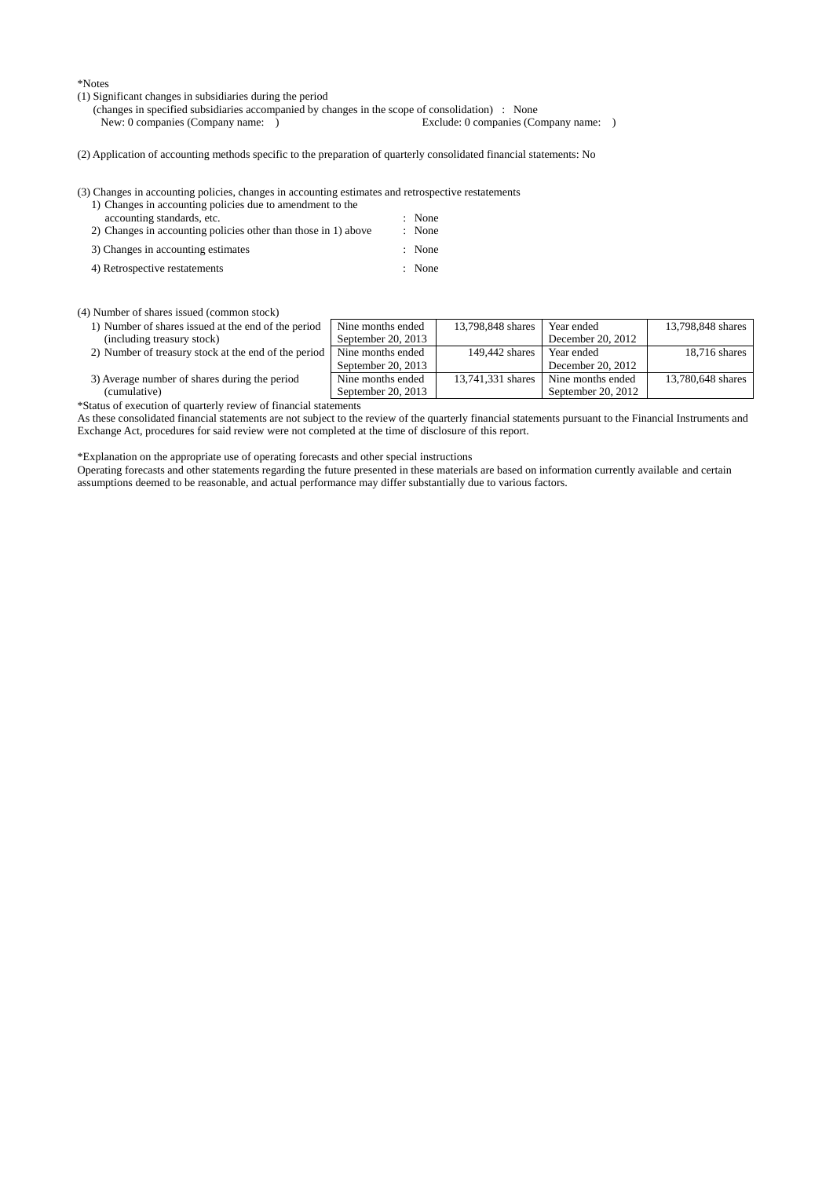*Notes

(1) Significant changes in subsidiaries during the period
(changes in specified subsidiaries accompanied by changes in the scope of consolidation) : None
New: 0 companies (Company name: ) Exclude: 0 companies (Company name: )

(2) Application of accounting methods specific to the preparation of quarterly consolidated financial statements: No

(3) Changes in accounting policies, changes in accounting estimates and retrospective restatements

1) Changes in accounting policies due to amendment to the accounting standards, etc. : None
2) Changes in accounting policies other than those in 1) above : None
3) Changes in accounting estimates : None
4) Retrospective restatements : None

(4) Number of shares issued (common stock)

| | | | | |
|---|---|---|---|---|
| 1) Number of shares issued at the end of the period (including treasury stock) | Nine months ended September 20, 2013 | 13,798,848 shares | Year ended December 20, 2012 | 13,798,848 shares |
| 2) Number of treasury stock at the end of the period | Nine months ended September 20, 2013 | 149,442 shares | Year ended December 20, 2012 | 18,716 shares |
| 3) Average number of shares during the period (cumulative) | Nine months ended September 20, 2013 | 13,741,331 shares | Nine months ended September 20, 2012 | 13,780,648 shares |

*Status of execution of quarterly review of financial statements

As these consolidated financial statements are not subject to the review of the quarterly financial statements pursuant to the Financial Instruments and Exchange Act, procedures for said review were not completed at the time of disclosure of this report.

*Explanation on the appropriate use of operating forecasts and other special instructions

Operating forecasts and other statements regarding the future presented in these materials are based on information currently available and certain assumptions deemed to be reasonable, and actual performance may differ substantially due to various factors.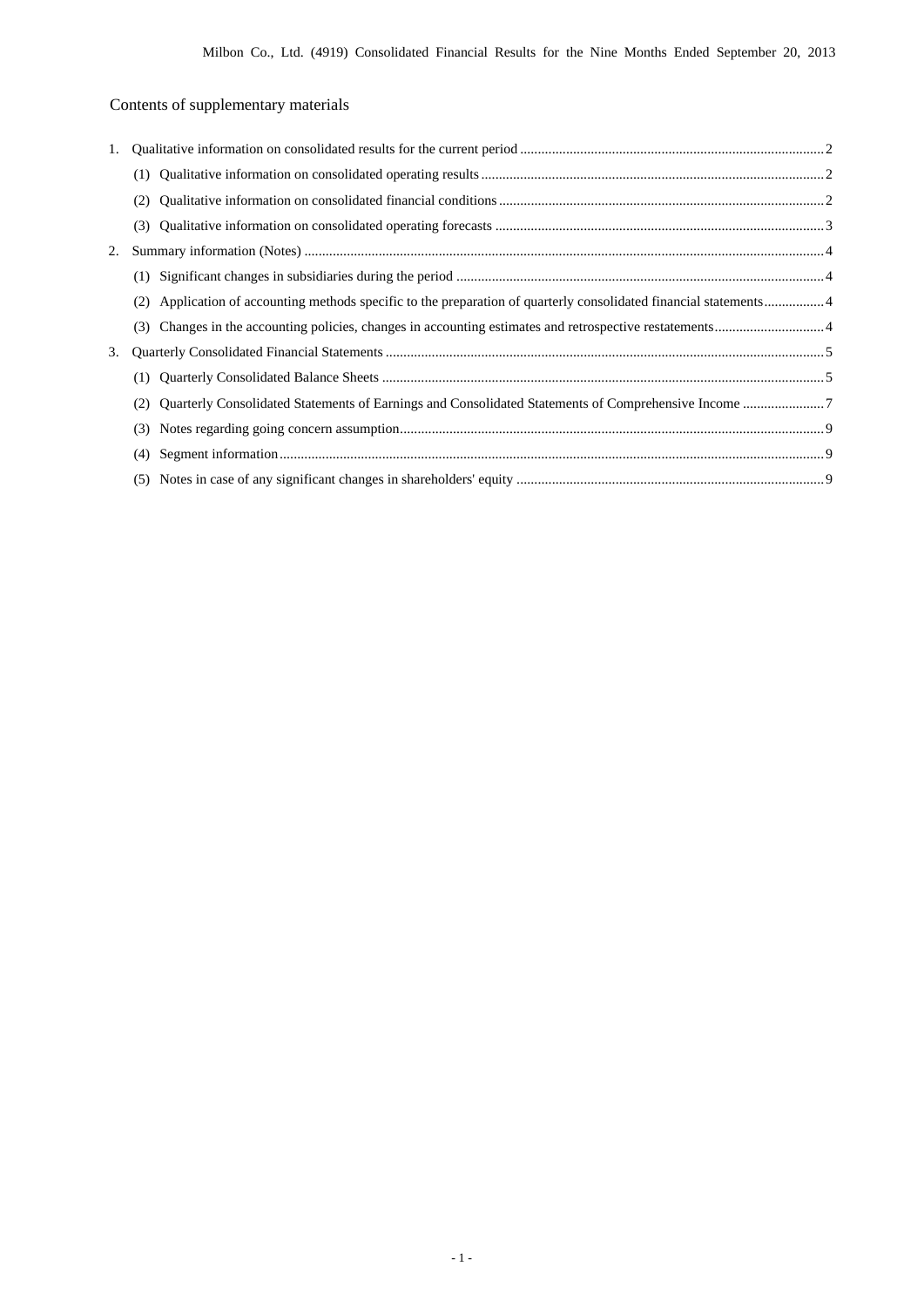## Contents of supplementary materials

1. Qualitative information on consolidated results for the current period .......... 2
   - (1) Qualitative information on consolidated operating results .......... 2
   - (2) Qualitative information on consolidated financial conditions .......... 2
   - (3) Qualitative information on consolidated operating forecasts .......... 3
2. Summary information (Notes) .......... 4
   - (1) Significant changes in subsidiaries during the period .......... 4
   - (2) Application of accounting methods specific to the preparation of quarterly consolidated financial statements .......... 4
   - (3) Changes in the accounting policies, changes in accounting estimates and retrospective restatements .......... 4
3. Quarterly Consolidated Financial Statements .......... 5
   - (1) Quarterly Consolidated Balance Sheets .......... 5
   - (2) Quarterly Consolidated Statements of Earnings and Consolidated Statements of Comprehensive Income .......... 7
   - (3) Notes regarding going concern assumption .......... 9
   - (4) Segment information .......... 9
   - (5) Notes in case of any significant changes in shareholders' equity .......... 9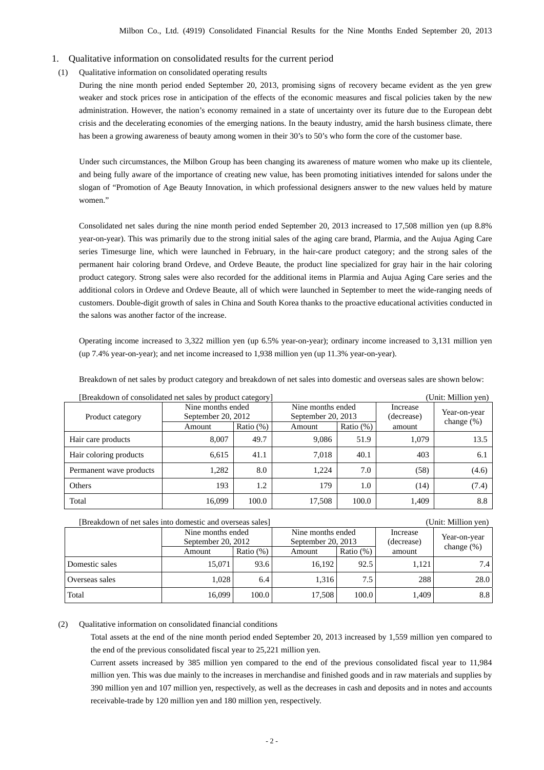## 1. Qualitative information on consolidated results for the current period

### (1) Qualitative information on consolidated operating results

During the nine month period ended September 20, 2013, promising signs of recovery became evident as the yen grew weaker and stock prices rose in anticipation of the effects of the economic measures and fiscal policies taken by the new administration. However, the nation's economy remained in a state of uncertainty over its future due to the European debt crisis and the decelerating economies of the emerging nations. In the beauty industry, amid the harsh business climate, there has been a growing awareness of beauty among women in their 30's to 50's who form the core of the customer base.

Under such circumstances, the Milbon Group has been changing its awareness of mature women who make up its clientele, and being fully aware of the importance of creating new value, has been promoting initiatives intended for salons under the slogan of "Promotion of Age Beauty Innovation, in which professional designers answer to the new values held by mature women."

Consolidated net sales during the nine month period ended September 20, 2013 increased to 17,508 million yen (up 8.8% year-on-year). This was primarily due to the strong initial sales of the aging care brand, Plarmia, and the Aujua Aging Care series Timesurge line, which were launched in February, in the hair-care product category; and the strong sales of the permanent hair coloring brand Ordeve, and Ordeve Beaute, the product line specialized for gray hair in the hair coloring product category. Strong sales were also recorded for the additional items in Plarmia and Aujua Aging Care series and the additional colors in Ordeve and Ordeve Beaute, all of which were launched in September to meet the wide-ranging needs of customers. Double-digit growth of sales in China and South Korea thanks to the proactive educational activities conducted in the salons was another factor of the increase.

Operating income increased to 3,322 million yen (up 6.5% year-on-year); ordinary income increased to 3,131 million yen (up 7.4% year-on-year); and net income increased to 1,938 million yen (up 11.3% year-on-year).

Breakdown of net sales by product category and breakdown of net sales into domestic and overseas sales are shown below:

[Breakdown of consolidated net sales by product category] (Unit: Million yen)

| Product category | Nine months ended September 20, 2012 | | Nine months ended September 20, 2013 | | Increase (decrease) amount | Year-on-year change (%) |
|---|---|---|---|---|---|---|
| | Amount | Ratio (%) | Amount | Ratio (%) | | |
| Hair care products | 8,007 | 49.7 | 9,086 | 51.9 | 1,079 | 13.5 |
| Hair coloring products | 6,615 | 41.1 | 7,018 | 40.1 | 403 | 6.1 |
| Permanent wave products | 1,282 | 8.0 | 1,224 | 7.0 | (58) | (4.6) |
| Others | 193 | 1.2 | 179 | 1.0 | (14) | (7.4) |
| Total | 16,099 | 100.0 | 17,508 | 100.0 | 1,409 | 8.8 |

[Breakdown of net sales into domestic and overseas sales] (Unit: Million yen)

| | Nine months ended September 20, 2012 | | Nine months ended September 20, 2013 | | Increase (decrease) amount | Year-on-year change (%) |
|---|---|---|---|---|---|---|
| | Amount | Ratio (%) | Amount | Ratio (%) | | |
| Domestic sales | 15,071 | 93.6 | 16,192 | 92.5 | 1,121 | 7.4 |
| Overseas sales | 1,028 | 6.4 | 1,316 | 7.5 | 288 | 28.0 |
| Total | 16,099 | 100.0 | 17,508 | 100.0 | 1,409 | 8.8 |

### (2) Qualitative information on consolidated financial conditions

Total assets at the end of the nine month period ended September 20, 2013 increased by 1,559 million yen compared to the end of the previous consolidated fiscal year to 25,221 million yen.

Current assets increased by 385 million yen compared to the end of the previous consolidated fiscal year to 11,984 million yen. This was due mainly to the increases in merchandise and finished goods and in raw materials and supplies by 390 million yen and 107 million yen, respectively, as well as the decreases in cash and deposits and in notes and accounts receivable-trade by 120 million yen and 180 million yen, respectively.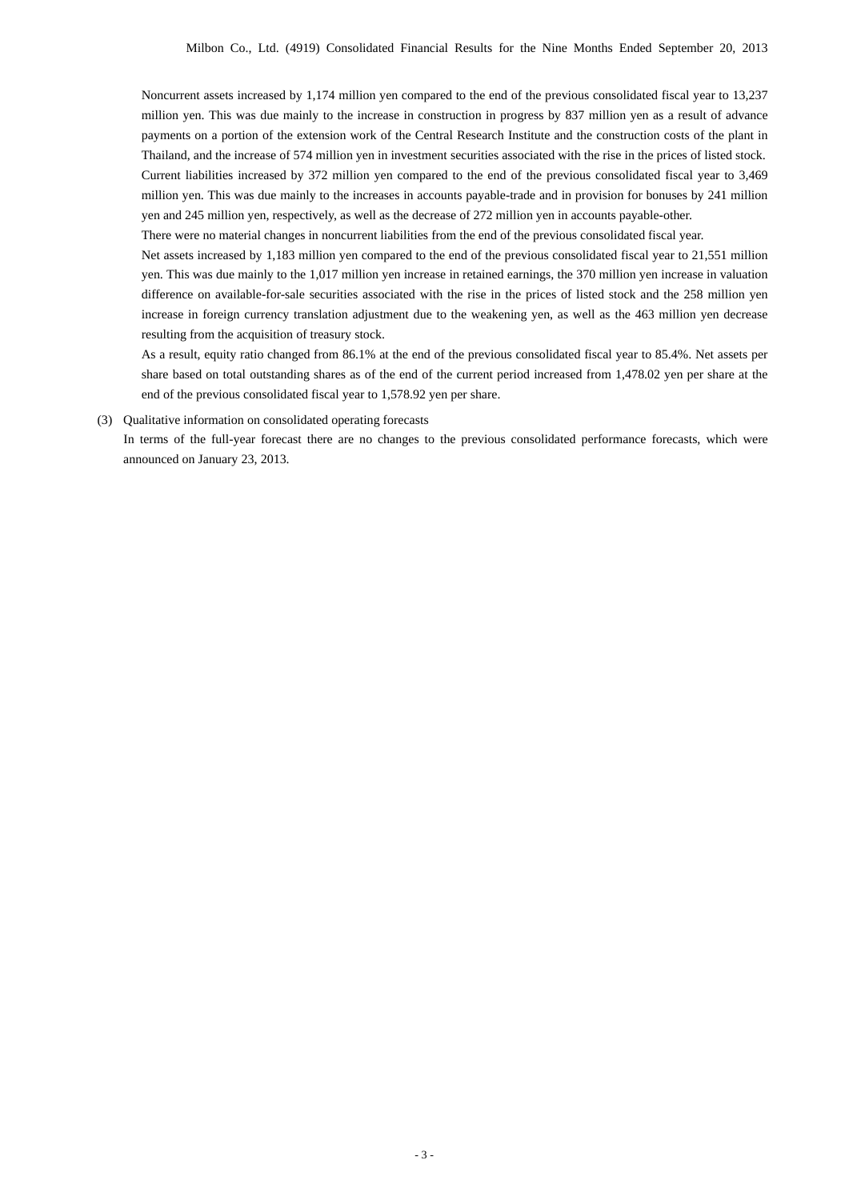Noncurrent assets increased by 1,174 million yen compared to the end of the previous consolidated fiscal year to 13,237 million yen. This was due mainly to the increase in construction in progress by 837 million yen as a result of advance payments on a portion of the extension work of the Central Research Institute and the construction costs of the plant in Thailand, and the increase of 574 million yen in investment securities associated with the rise in the prices of listed stock.

Current liabilities increased by 372 million yen compared to the end of the previous consolidated fiscal year to 3,469 million yen. This was due mainly to the increases in accounts payable-trade and in provision for bonuses by 241 million yen and 245 million yen, respectively, as well as the decrease of 272 million yen in accounts payable-other.

There were no material changes in noncurrent liabilities from the end of the previous consolidated fiscal year.

Net assets increased by 1,183 million yen compared to the end of the previous consolidated fiscal year to 21,551 million yen. This was due mainly to the 1,017 million yen increase in retained earnings, the 370 million yen increase in valuation difference on available-for-sale securities associated with the rise in the prices of listed stock and the 258 million yen increase in foreign currency translation adjustment due to the weakening yen, as well as the 463 million yen decrease resulting from the acquisition of treasury stock.

As a result, equity ratio changed from 86.1% at the end of the previous consolidated fiscal year to 85.4%. Net assets per share based on total outstanding shares as of the end of the current period increased from 1,478.02 yen per share at the end of the previous consolidated fiscal year to 1,578.92 yen per share.

(3) Qualitative information on consolidated operating forecasts

In terms of the full-year forecast there are no changes to the previous consolidated performance forecasts, which were announced on January 23, 2013.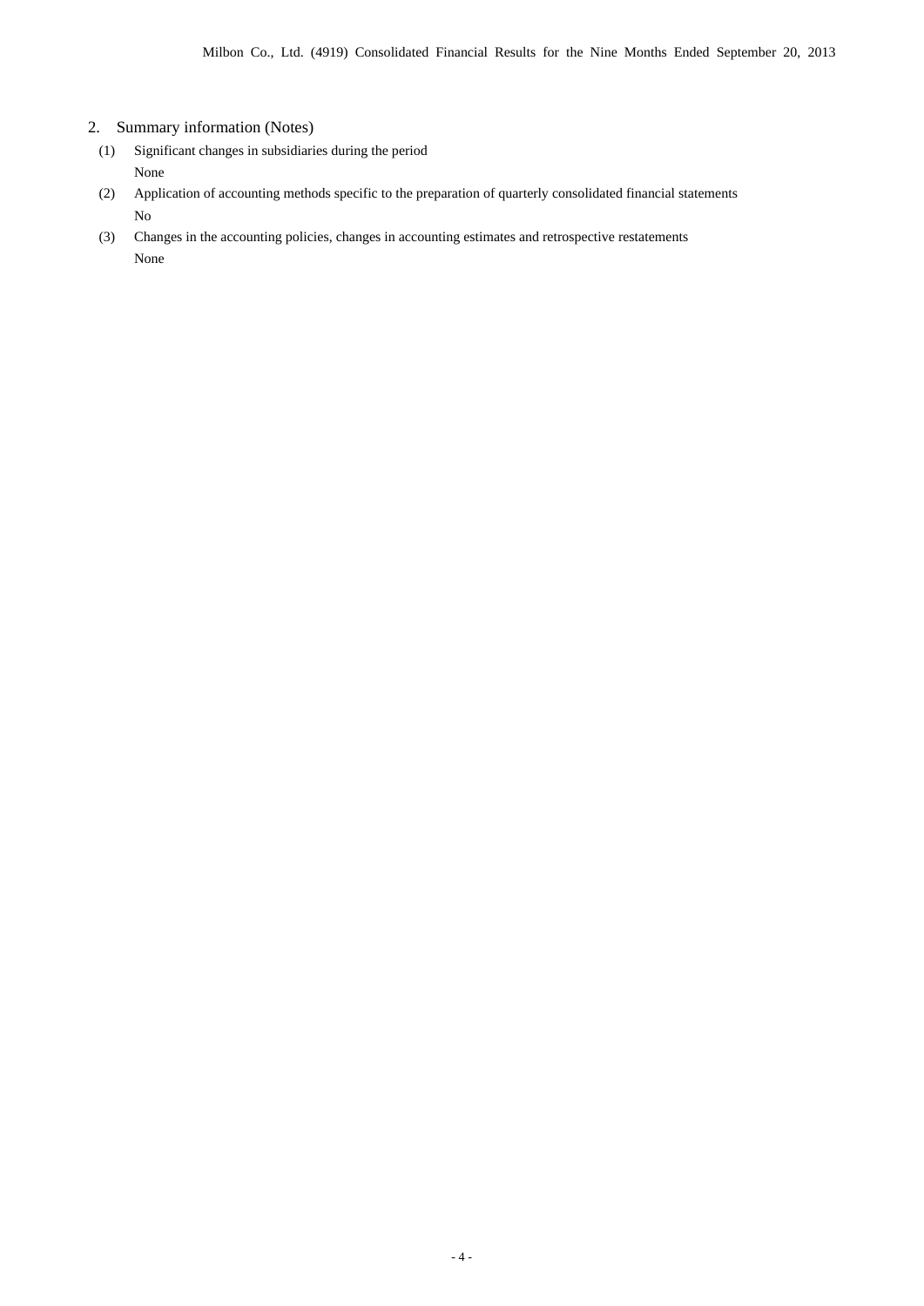## 2. Summary information (Notes)

(1) Significant changes in subsidiaries during the period

None

(2) Application of accounting methods specific to the preparation of quarterly consolidated financial statements

No

(3) Changes in the accounting policies, changes in accounting estimates and retrospective restatements

None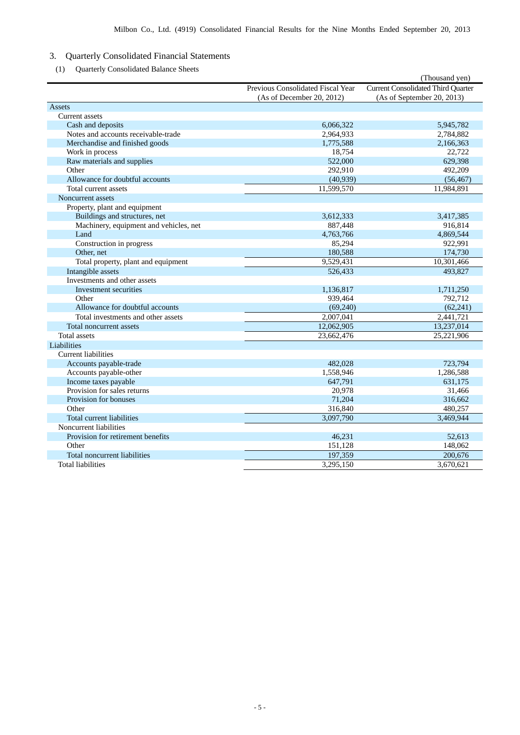## 3. Quarterly Consolidated Financial Statements

### (1) Quarterly Consolidated Balance Sheets

(Thousand yen)

| | Previous Consolidated Fiscal Year (As of December 20, 2012) | Current Consolidated Third Quarter (As of September 20, 2013) |
|---|---|---|
| Assets | | |
| Current assets | | |
| Cash and deposits | 6,066,322 | 5,945,782 |
| Notes and accounts receivable-trade | 2,964,933 | 2,784,882 |
| Merchandise and finished goods | 1,775,588 | 2,166,363 |
| Work in process | 18,754 | 22,722 |
| Raw materials and supplies | 522,000 | 629,398 |
| Other | 292,910 | 492,209 |
| Allowance for doubtful accounts | (40,939) | (56,467) |
| Total current assets | 11,599,570 | 11,984,891 |
| Noncurrent assets | | |
| Property, plant and equipment | | |
| Buildings and structures, net | 3,612,333 | 3,417,385 |
| Machinery, equipment and vehicles, net | 887,448 | 916,814 |
| Land | 4,763,766 | 4,869,544 |
| Construction in progress | 85,294 | 922,991 |
| Other, net | 180,588 | 174,730 |
| Total property, plant and equipment | 9,529,431 | 10,301,466 |
| Intangible assets | 526,433 | 493,827 |
| Investments and other assets | | |
| Investment securities | 1,136,817 | 1,711,250 |
| Other | 939,464 | 792,712 |
| Allowance for doubtful accounts | (69,240) | (62,241) |
| Total investments and other assets | 2,007,041 | 2,441,721 |
| Total noncurrent assets | 12,062,905 | 13,237,014 |
| Total assets | 23,662,476 | 25,221,906 |
| Liabilities | | |
| Current liabilities | | |
| Accounts payable-trade | 482,028 | 723,794 |
| Accounts payable-other | 1,558,946 | 1,286,588 |
| Income taxes payable | 647,791 | 631,175 |
| Provision for sales returns | 20,978 | 31,466 |
| Provision for bonuses | 71,204 | 316,662 |
| Other | 316,840 | 480,257 |
| Total current liabilities | 3,097,790 | 3,469,944 |
| Noncurrent liabilities | | |
| Provision for retirement benefits | 46,231 | 52,613 |
| Other | 151,128 | 148,062 |
| Total noncurrent liabilities | 197,359 | 200,676 |
| Total liabilities | 3,295,150 | 3,670,621 |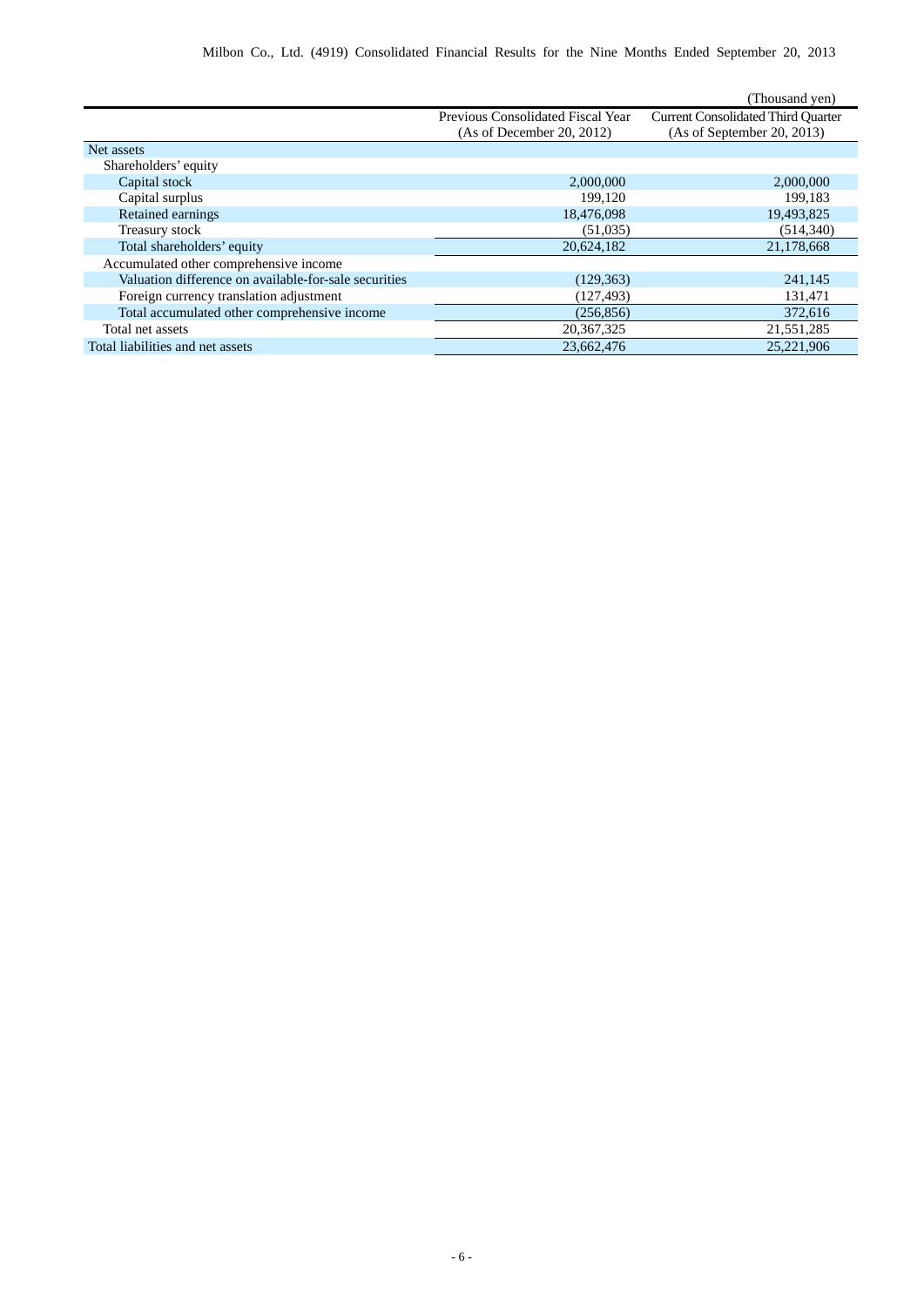(Thousand yen)

| | Previous Consolidated Fiscal Year (As of December 20, 2012) | Current Consolidated Third Quarter (As of September 20, 2013) |
|---|---|---|
| Net assets | | |
| Shareholders' equity | | |
| Capital stock | 2,000,000 | 2,000,000 |
| Capital surplus | 199,120 | 199,183 |
| Retained earnings | 18,476,098 | 19,493,825 |
| Treasury stock | (51,035) | (514,340) |
| Total shareholders' equity | 20,624,182 | 21,178,668 |
| Accumulated other comprehensive income | | |
| Valuation difference on available-for-sale securities | (129,363) | 241,145 |
| Foreign currency translation adjustment | (127,493) | 131,471 |
| Total accumulated other comprehensive income | (256,856) | 372,616 |
| Total net assets | 20,367,325 | 21,551,285 |
| Total liabilities and net assets | 23,662,476 | 25,221,906 |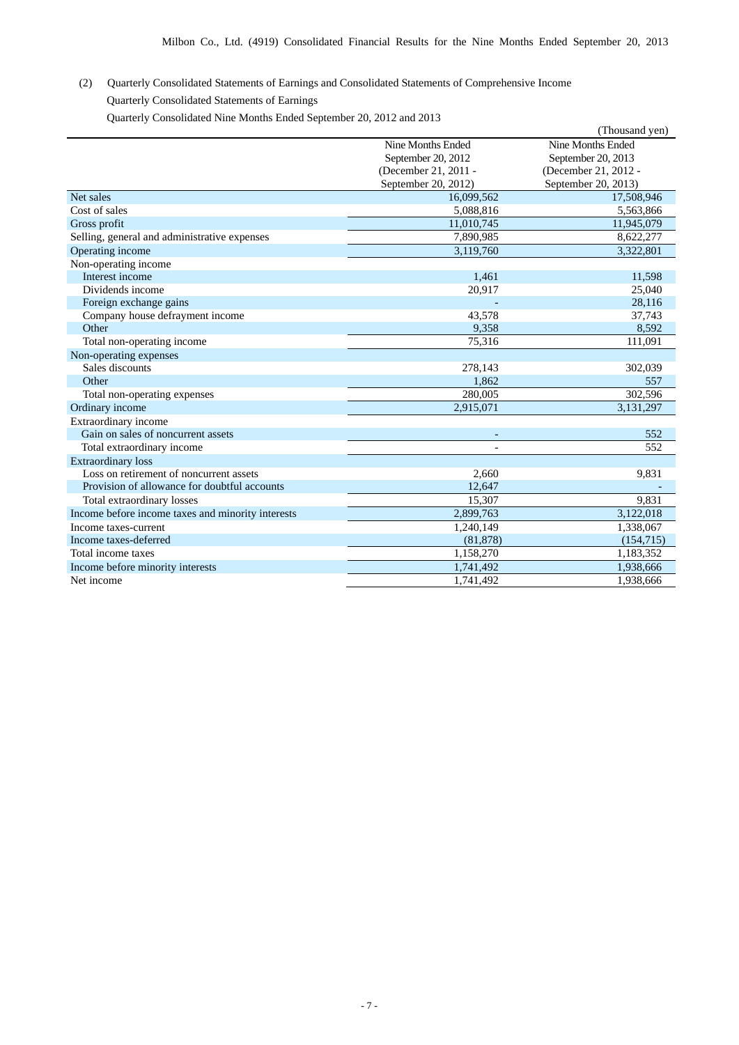(2) Quarterly Consolidated Statements of Earnings and Consolidated Statements of Comprehensive Income

Quarterly Consolidated Statements of Earnings

Quarterly Consolidated Nine Months Ended September 20, 2012 and 2013

(Thousand yen)

| | Nine Months Ended September 20, 2012 (December 21, 2011 - September 20, 2012) | Nine Months Ended September 20, 2013 (December 21, 2012 - September 20, 2013) |
|---|---|---|
| Net sales | 16,099,562 | 17,508,946 |
| Cost of sales | 5,088,816 | 5,563,866 |
| Gross profit | 11,010,745 | 11,945,079 |
| Selling, general and administrative expenses | 7,890,985 | 8,622,277 |
| Operating income | 3,119,760 | 3,322,801 |
| Non-operating income | | |
| Interest income | 1,461 | 11,598 |
| Dividends income | 20,917 | 25,040 |
| Foreign exchange gains | - | 28,116 |
| Company house defrayment income | 43,578 | 37,743 |
| Other | 9,358 | 8,592 |
| Total non-operating income | 75,316 | 111,091 |
| Non-operating expenses | | |
| Sales discounts | 278,143 | 302,039 |
| Other | 1,862 | 557 |
| Total non-operating expenses | 280,005 | 302,596 |
| Ordinary income | 2,915,071 | 3,131,297 |
| Extraordinary income | | |
| Gain on sales of noncurrent assets | - | 552 |
| Total extraordinary income | - | 552 |
| Extraordinary loss | | |
| Loss on retirement of noncurrent assets | 2,660 | 9,831 |
| Provision of allowance for doubtful accounts | 12,647 | - |
| Total extraordinary losses | 15,307 | 9,831 |
| Income before income taxes and minority interests | 2,899,763 | 3,122,018 |
| Income taxes-current | 1,240,149 | 1,338,067 |
| Income taxes-deferred | (81,878) | (154,715) |
| Total income taxes | 1,158,270 | 1,183,352 |
| Income before minority interests | 1,741,492 | 1,938,666 |
| Net income | 1,741,492 | 1,938,666 |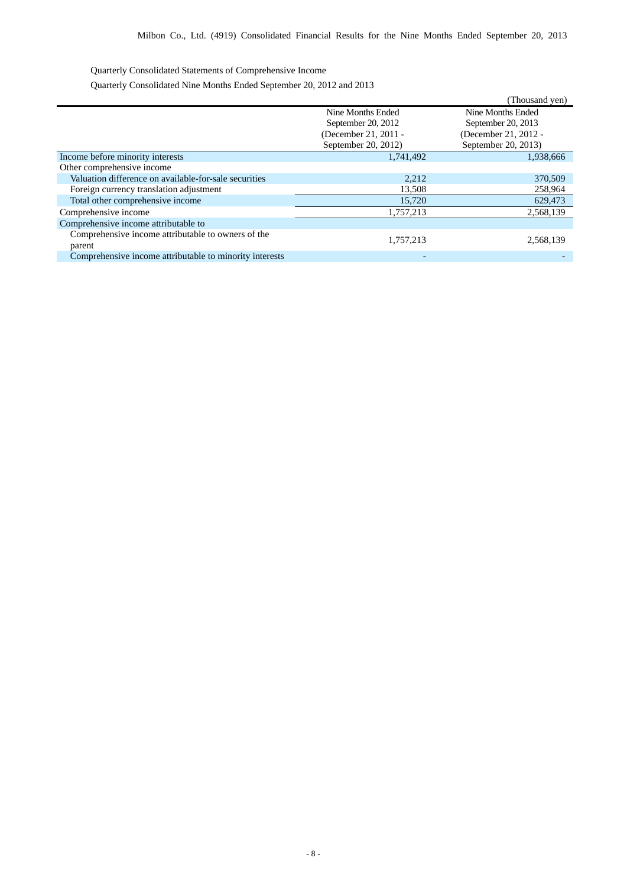Quarterly Consolidated Statements of Comprehensive Income

Quarterly Consolidated Nine Months Ended September 20, 2012 and 2013

(Thousand yen)

| | Nine Months Ended September 20, 2012 (December 21, 2011 - September 20, 2012) | Nine Months Ended September 20, 2013 (December 21, 2012 - September 20, 2013) |
|---|---|---|
| Income before minority interests | 1,741,492 | 1,938,666 |
| Other comprehensive income | | |
| Valuation difference on available-for-sale securities | 2,212 | 370,509 |
| Foreign currency translation adjustment | 13,508 | 258,964 |
| Total other comprehensive income | 15,720 | 629,473 |
| Comprehensive income | 1,757,213 | 2,568,139 |
| Comprehensive income attributable to | | |
| Comprehensive income attributable to owners of the parent | 1,757,213 | 2,568,139 |
| Comprehensive income attributable to minority interests | - | - |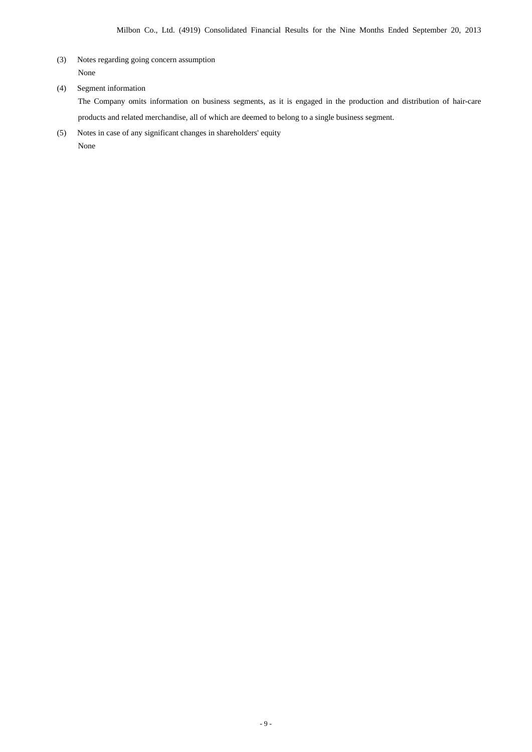(3) Notes regarding going concern assumption

None

(4) Segment information

The Company omits information on business segments, as it is engaged in the production and distribution of hair-care products and related merchandise, all of which are deemed to belong to a single business segment.

(5) Notes in case of any significant changes in shareholders' equity

None